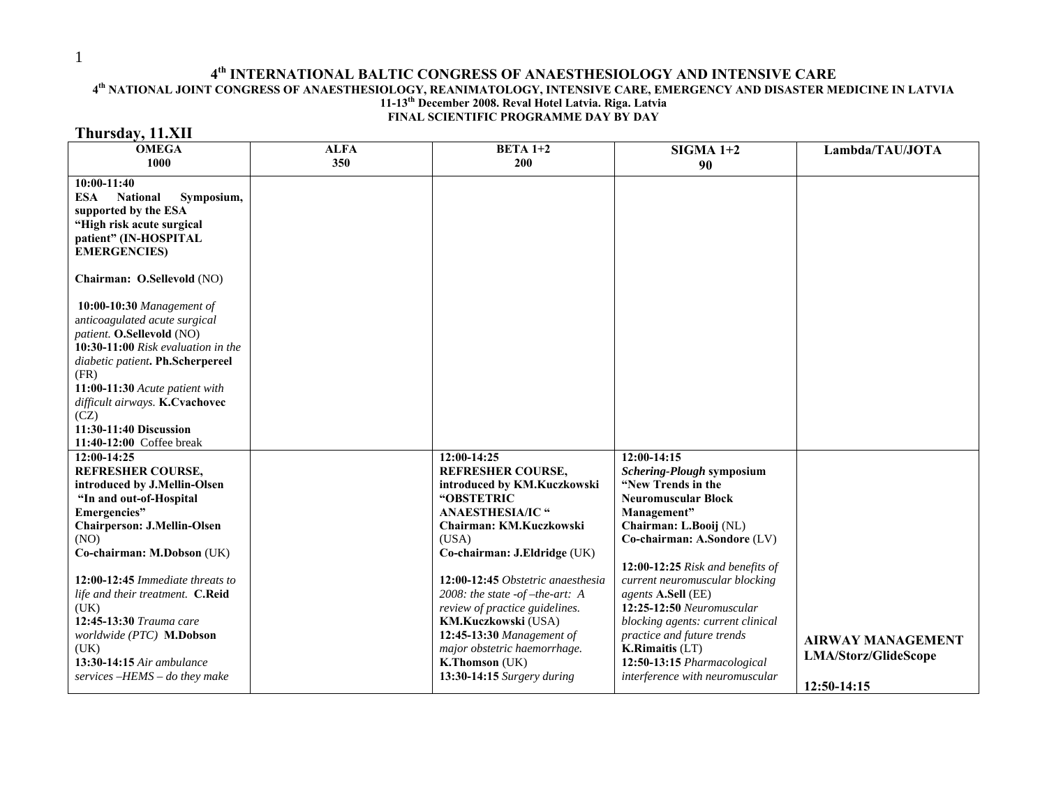# 4[th] INTERNATIONAL BALTIC CONGRESS OF ANAESTHESIOLOGY AND INTENSIVE CARE

## 4[th] NATIONAL JOINT CONGRESS OF ANAESTHESIOLOGY, REANIMATOLOGY, INTENSIVE CARE, EMERGENCY AND DISASTER MEDICINE IN LATVIA

**11-13[th] December 2008. Reval Hotel Latvia. Riga. Latvia**

**FINAL SCIENTIFIC PROGRAMME DAY BY DAY**

## Thursday, 11.XII

| OMEGA 1000 | ALFA 350 | BETA 1+2 200 | SIGMA 1+2 90 | Lambda/TAU/JOTA |
|---|---|---|---|---|
| **10:00-11:40** **ESA National Symposium, supported by the ESA** **"High risk acute surgical patient" (IN-HOSPITAL EMERGENCIES)** <br><br> **Chairman: O.Sellevold** (NO) <br><br> **10:00-10:30** *Management of anticoagulated acute surgical patient.* **O.Sellevold** (NO) <br> **10:30-11:00** *Risk evaluation in the diabetic patient*. **Ph.Scherpereel** (FR) <br> **11:00-11:30** *Acute patient with difficult airways.* **K.Cvachovec** (CZ) <br> **11:30-11:40 Discussion** <br> **11:40-12:00** Coffee break | | | | |
| **12:00-14:25** **REFRESHER COURSE, introduced by J.Mellin-Olsen** **"In and out-of-Hospital Emergencies"** **Chairperson: J.Mellin-Olsen** (NO) **Co-chairman: M.Dobson** (UK) <br><br> **12:00-12:45** *Immediate threats to life and their treatment.* **C.Reid** (UK) <br> **12:45-13:30** *Trauma care worldwide (PTC)* **M.Dobson** (UK) <br> **13:30-14:15** *Air ambulance services –HEMS – do they make* | | **12:00-14:25** **REFRESHER COURSE, introduced by KM.Kuczkowski** **"OBSTETRIC ANAESTHESIA/IC "** **Chairman: KM.Kuczkowski** (USA) **Co-chairman: J.Eldridge** (UK) <br><br> **12:00-12:45** *Obstetric anaesthesia 2008: the state -of –the-art: A review of practice guidelines.* **KM.Kuczkowski** (USA) <br> **12:45-13:30** *Management of major obstetric haemorrhage.* **K.Thomson** (UK) <br> **13:30-14:15** *Surgery during* | **12:00-14:15** ***Schering-Plough*** **symposium** **"New Trends in the Neuromuscular Block Management"** **Chairman: L.Booij** (NL) **Co-chairman: A.Sondore** (LV) <br><br> **12:00-12:25** *Risk and benefits of current neuromuscular blocking agents* **A.Sell** (EE) <br> **12:25-12:50** *Neuromuscular blocking agents: current clinical practice and future trends* **K.Rimaitis** (LT) <br> **12:50-13:15** *Pharmacological interference with neuromuscular* | **AIRWAY MANAGEMENT** **LMA/Storz/GlideScope** <br><br> **12:50-14:15** |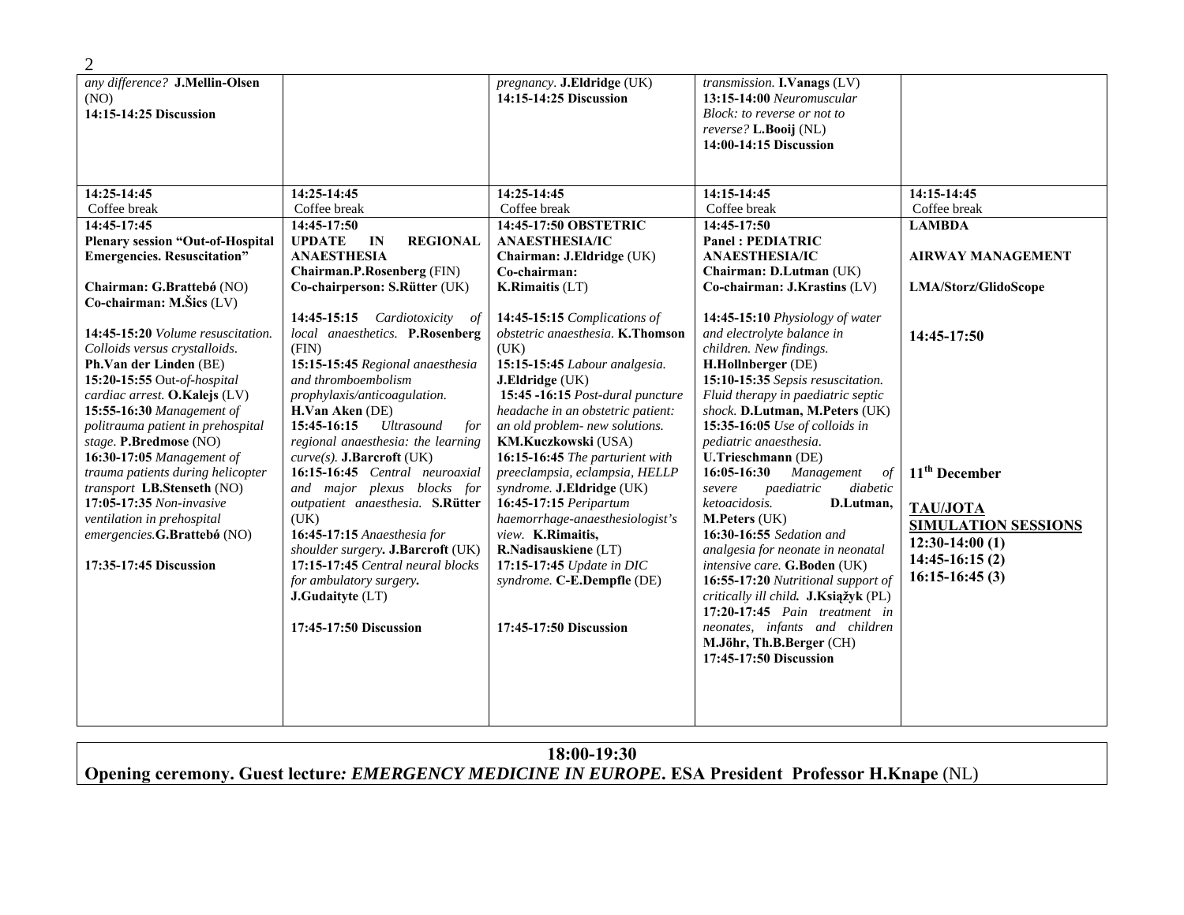| | | | | |
|---|---|---|---|---|
| *any difference?* **J.Mellin-Olsen** (NO)<br>**14:15-14:25 Discussion** | | *pregnancy.* **J.Eldridge** (UK)<br>**14:15-14:25 Discussion** | *transmission.* **I.Vanags** (LV)<br>**13:15-14:00** *Neuromuscular Block: to reverse or not to reverse?* **L.Booij** (NL)<br>**14:00-14:15 Discussion** | |
| **14:25-14:45**<br>Coffee break | **14:25-14:45**<br>Coffee break | **14:25-14:45**<br>Coffee break | **14:15-14:45**<br>Coffee break | **14:15-14:45**<br>Coffee break |
| **14:45-17:45**<br>**Plenary session "Out-of-Hospital Emergencies. Resuscitation"**<br><br>**Chairman: G.Brattebó** (NO)<br>**Co-chairman: M.Šics** (LV)<br><br>**14:45-15:20** *Volume resuscitation. Colloids versus crystalloids.* **Ph.Van der Linden** (BE)<br>**15:20-15:55** Out-*of-hospital cardiac arrest.* **O.Kalejs** (LV)<br>**15:55-16:30** *Management of politrauma patient in prehospital stage.* **P.Bredmose** (NO)<br>**16:30-17:05** *Management of trauma patients during helicopter transport* **LB.Stenseth** (NO)<br>**17:05-17:35** *Non-invasive ventilation in prehospital emergencies.* **G.Brattebó** (NO)<br><br>**17:35-17:45 Discussion** | **14:45-17:50**<br>**UPDATE IN REGIONAL ANAESTHESIA**<br>**Chairman.P.Rosenberg** (FIN)<br>**Co-chairperson: S.Rütter** (UK)<br><br>**14:45-15:15** *Cardiotoxicity of local anaesthetics.* **P.Rosenberg** (FIN)<br>**15:15-15:45** *Regional anaesthesia and thromboembolism prophylaxis/anticoagulation.* **H.Van Aken** (DE)<br>**15:45-16:15** *Ultrasound for regional anaesthesia: the learning curve(s).* **J.Barcroft** (UK)<br>**16:15-16:45** *Central neuroaxial and major plexus blocks for outpatient anaesthesia.* **S.Rütter** (UK)<br>**16:45-17:15** *Anaesthesia for shoulder surgery.* **J.Barcroft** (UK)<br>**17:15-17:45** *Central neural blocks for ambulatory surgery.* **J.Gudaityte** (LT)<br><br>**17:45-17:50 Discussion** | **14:45-17:50 OBSTETRIC ANAESTHESIA/IC**<br>**Chairman: J.Eldridge** (UK)<br>**Co-chairman: K.Rimaitis** (LT)<br><br>**14:45-15:15** *Complications of obstetric anaesthesia.* **K.Thomson** (UK)<br>**15:15-15:45** *Labour analgesia.* **J.Eldridge** (UK)<br>**15:45 -16:15** *Post-dural puncture headache in an obstetric patient: an old problem- new solutions.* **KM.Kuczkowski** (USA)<br>**16:15-16:45** *The parturient with preeclampsia, eclampsia, HELLP syndrome.* **J.Eldridge** (UK)<br>**16:45-17:15** *Peripartum haemorrhage-anaesthesiologist's view.* **K.Rimaitis, R.Nadisauskiene** (LT)<br>**17:15-17:45** *Update in DIC syndrome.* **C-E.Dempfle** (DE)<br><br>**17:45-17:50 Discussion** | **14:45-17:50**<br>**Panel : PEDIATRIC ANAESTHESIA/IC**<br>**Chairman: D.Lutman** (UK)<br>**Co-chairman: J.Krastins** (LV)<br><br>**14:45-15:10** *Physiology of water and electrolyte balance in children. New findings.* **H.Hollnberger** (DE)<br>**15:10-15:35** *Sepsis resuscitation. Fluid therapy in paediatric septic shock.* **D.Lutman, M.Peters** (UK)<br>**15:35-16:05** *Use of colloids in pediatric anaesthesia.* **U.Trieschmann** (DE)<br>**16:05-16:30** *Management of severe paediatric diabetic ketoacidosis.* **D.Lutman, M.Peters** (UK)<br>**16:30-16:55** *Sedation and analgesia for neonate in neonatal intensive care.* **G.Boden** (UK)<br>**16:55-17:20** *Nutritional support of critically ill child.* **J.Książyk** (PL)<br>**17:20-17:45** *Pain treatment in neonates, infants and children* **M.Jöhr, Th.B.Berger** (CH)<br>**17:45-17:50 Discussion** | **LAMBDA**<br><br>**AIRWAY MANAGEMENT**<br><br>**LMA/Storz/GlidoScope**<br><br>**14:45-17:50**<br><br>**11th December**<br><br>**TAU/JOTA SIMULATION SESSIONS**<br>**12:30-14:00 (1)**<br>**14:45-16:15 (2)**<br>**16:15-16:45 (3)** |

**18:00-19:30**
**Opening ceremony. Guest lecture:** ***EMERGENCY MEDICINE IN EUROPE*****. ESA President Professor H.Knape** (NL)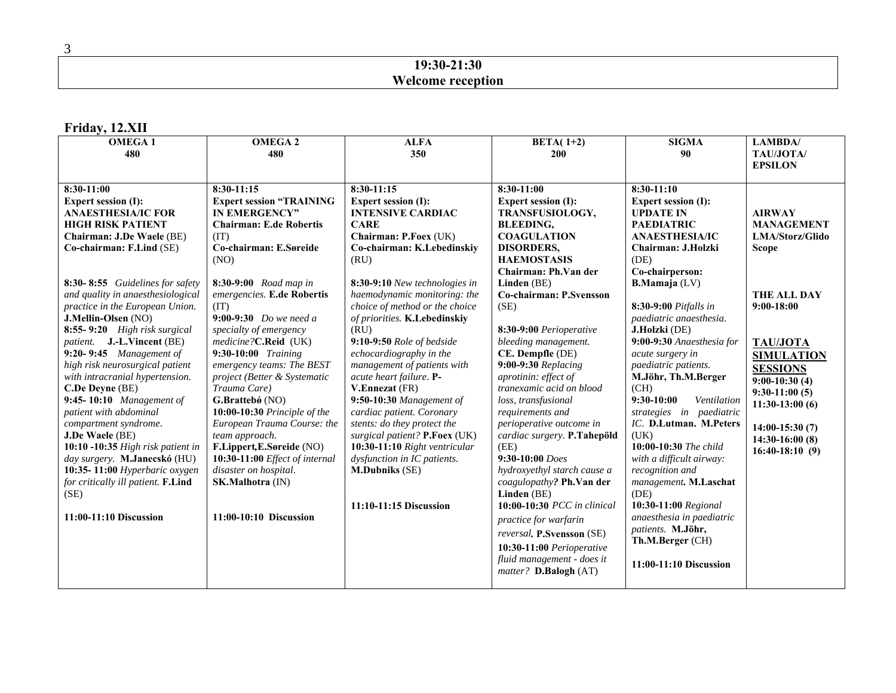| 19:30-21:30 |
|---|
| **Welcome reception** |

## Friday, 12.XII

| OMEGA 1 480 | OMEGA 2 480 | ALFA 350 | BETA( 1+2) 200 | SIGMA 90 | LAMBDA/ TAU/JOTA/ EPSILON |
|---|---|---|---|---|---|
| **8:30-11:00**<br>**Expert session (I): ANAESTHESIA/IC FOR HIGH RISK PATIENT**<br>**Chairman: J.De Waele** (BE)<br>**Co-chairman: F.Lind** (SE)<br><br>**8:30- 8:55** *Guidelines for safety and quality in anaesthesiological practice in the European Union.* **J.Mellin-Olsen** (NO)<br>**8:55- 9:20** *High risk surgical patient.* **J.-L.Vincent** (BE)<br>**9:20- 9:45** *Management of high risk neurosurgical patient with intracranial hypertension.* **C.De Deyne** (BE)<br>**9:45- 10:10** *Management of patient with abdominal compartment syndrome.* **J.De Waele** (BE)<br>**10:10 -10:35** *High risk patient in day surgery.* **M.Janecskó** (HU)<br>**10:35- 11:00** *Hyperbaric oxygen for critically ill patient.* **F.Lind** (SE)<br><br>**11:00-11:10 Discussion** | **8:30-11:15**<br>**Expert session "TRAINING IN EMERGENCY"**<br>**Chairman: E.de Robertis** (IT)<br>**Co-chairman: E.Søreide** (NO)<br><br>**8:30-9:00** *Road map in emergencies.* **E.de Robertis** (IT)<br>**9:00-9:30** *Do we need a specialty of emergency medicine?* **C.Reid** (UK)<br>**9:30-10:00** *Training emergency teams: The BEST project (Better & Systematic Trauma Care)* **G.Brattebó** (NO)<br>**10:00-10:30** *Principle of the European Trauma Course: the team approach.* **F.Lippert,E.Søreide** (NO)<br>**10:30-11:00** *Effect of internal disaster on hospital.* **SK.Malhotra** (IN)<br><br>**11:00-10:10 Discussion** | **8:30-11:15**<br>**Expert session (I): INTENSIVE CARDIAC CARE**<br>**Chairman: P.Foex** (UK)<br>**Co-chairman: K.Lebedinskiy** (RU)<br><br>**8:30-9:10** *New technologies in haemodynamic monitoring: the choice of method or the choice of priorities.* **K.Lebedinskiy** (RU)<br>**9:10-9:50** *Role of bedside echocardiography in the management of patients with acute heart failure.* **P-V.Ennezat** (FR)<br>**9:50-10:30** *Management of cardiac patient. Coronary stents: do they protect the surgical patient?* **P.Foex** (UK)<br>**10:30-11:10** *Right ventricular dysfunction in IC patients.* **M.Dubniks** (SE)<br><br>**11:10-11:15 Discussion** | **8:30-11:00**<br>**Expert session (I): TRANSFUSIOLOGY, BLEEDING, COAGULATION DISORDERS, HAEMOSTASIS**<br>**Chairman: Ph.Van der Linden** (BE)<br>**Co-chairman: P.Svensson** (SE)<br><br>**8:30-9:00** *Perioperative bleeding management.* **CE. Dempfle** (DE)<br>**9:00-9:30** *Replacing aprotinin: effect of tranexamic acid on blood loss, transfusional requirements and perioperative outcome in cardiac surgery.* **P.Tahepöld** (EE)<br>**9:30-10:00** *Does hydroxyethyl starch cause a coagulopathy?* **Ph.Van der Linden** (BE)<br>**10:00-10:30** *PCC in clinical practice for warfarin reversal.* **P.Svensson** (SE)<br>**10:30-11:00** *Perioperative fluid management - does it matter?* **D.Balogh** (AT) | **8:30-11:10**<br>**Expert session (I): UPDATE IN PAEDIATRIC ANAESTHESIA/IC**<br>**Chairman: J.Holzki** (DE)<br>**Co-chairperson: B.Mamaja** (LV)<br><br>**8:30-9:00** *Pitfalls in paediatric anaesthesia.* **J.Holzki** (DE)<br>**9:00-9:30** *Anaesthesia for acute surgery in paediatric patients.* **M.Jöhr, Th.M.Berger** (CH)<br>**9:30-10:00** *Ventilation strategies in paediatric IC.* **D.Lutman. M.Peters** (UK)<br>**10:00-10:30** *The child with a difficult airway: recognition and management.* **M.Laschat** (DE)<br>**10:30-11:00** *Regional anaesthesia in paediatric patients.* **M.Jöhr, Th.M.Berger** (CH)<br><br>**11:00-11:10 Discussion** | **AIRWAY MANAGEMENT LMA/Storz/Glido Scope**<br><br>**THE ALL DAY 9:00-18:00**<br><br>**TAU/JOTA SIMULATION SESSIONS**<br>**9:00-10:30 (4)**<br>**9:30-11:00 (5)**<br>**11:30-13:00 (6)**<br><br>**14:00-15:30 (7)**<br>**14:30-16:00 (8)**<br>**16:40-18:10 (9)** |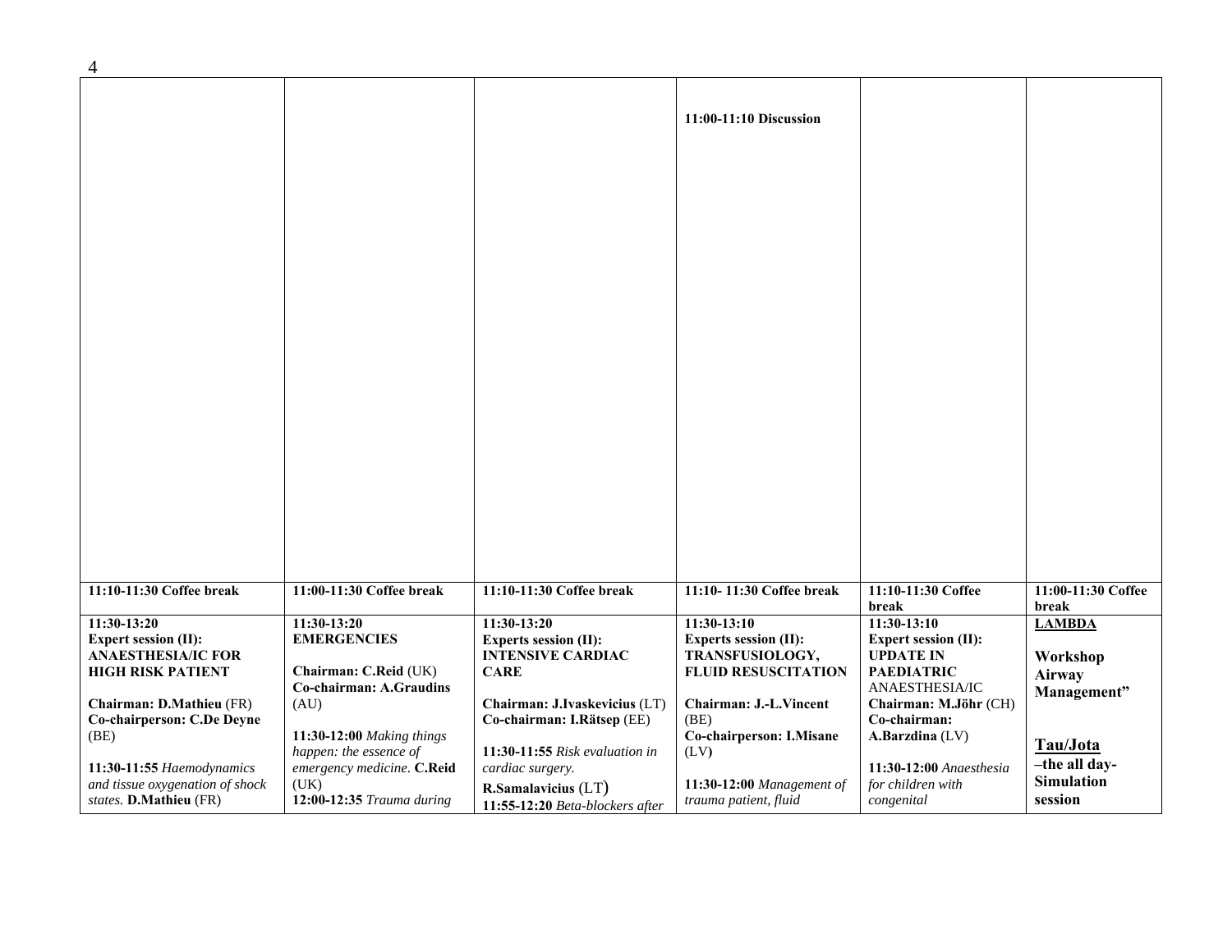| | | | | | |
|---|---|---|---|---|---|
| | | | **11:00-11:10 Discussion** | | |
| **11:10-11:30 Coffee break** | **11:00-11:30 Coffee break** | **11:10-11:30 Coffee break** | **11:10- 11:30 Coffee break** | **11:10-11:30 Coffee break** | **11:00-11:30 Coffee break** |
| **11:30-13:20** **Expert session (II): ANAESTHESIA/IC FOR HIGH RISK PATIENT** **Chairman: D.Mathieu** (FR) **Co-chairperson: C.De Deyne** (BE) **11:30-11:55** *Haemodynamics and tissue oxygenation of shock states.* **D.Mathieu** (FR) | **11:30-13:20** **EMERGENCIES** **Chairman: C.Reid** (UK) **Co-chairman: A.Graudins** (AU) **11:30-12:00** *Making things happen: the essence of emergency medicine.* **C.Reid** (UK) **12:00-12:35** *Trauma during* | **11:30-13:20** **Experts session (II): INTENSIVE CARDIAC CARE** **Chairman: J.Ivaskevicius** (LT) **Co-chairman: I.Rätsep** (EE) **11:30-11:55** *Risk evaluation in cardiac surgery.* **R.Samalavicius** (LT) **11:55-12:20** *Beta-blockers after* | **11:30-13:10** **Experts session (II): TRANSFUSIOLOGY, FLUID RESUSCITATION** **Chairman: J.-L.Vincent** (BE) **Co-chairperson: I.Misane** (LV) **11:30-12:00** *Management of trauma patient, fluid* | **11:30-13:10** **Expert session (II): UPDATE IN PAEDIATRIC** ANAESTHESIA/IC **Chairman: M.Jöhr** (CH) **Co-chairman: A.Barzdina** (LV) **11:30-12:00** *Anaesthesia for children with congenital* | **LAMBDA** **Workshop Airway Management"** **Tau/Jota** **–the all day- Simulation session** |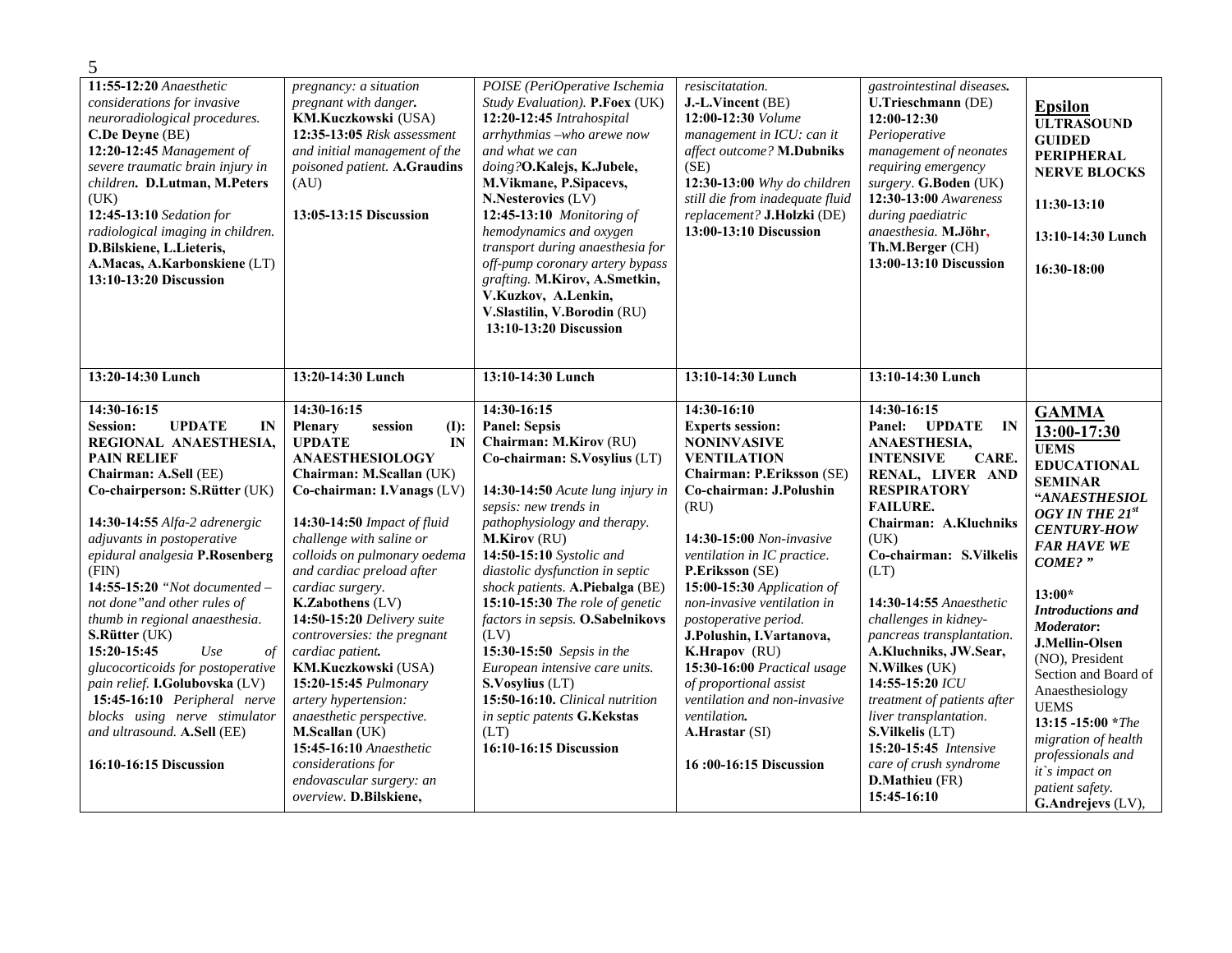| | | | | | |
|---|---|---|---|---|---|
| 11:55-12:20 *Anaesthetic considerations for invasive neuroradiological procedures.* **C.De Deyne** (BE)<br>**12:20-12:45** *Management of severe traumatic brain injury in children.* **D.Lutman, M.Peters** (UK)<br>**12:45-13:10** *Sedation for radiological imaging in children.* **D.Bilskiene, L.Lieteris, A.Macas, A.Karbonskiene** (LT)<br>**13:10-13:20 Discussion** | *pregnancy: a situation pregnant with danger.* **KM.Kuczkowski** (USA)<br>**12:35-13:05** *Risk assessment and initial management of the poisoned patient.* **A.Graudins** (AU)<br><br>**13:05-13:15 Discussion** | *POISE (PeriOperative Ischemia Study Evaluation).* **P.Foex** (UK)<br>**12:20-12:45** *Intrahospital arrhythmias –who arewe now and what we can doing?***O.Kalejs, K.Jubele, M.Vikmane, P.Sipacevs, N.Nesterovics** (LV)<br>**12:45-13:10** *Monitoring of hemodynamics and oxygen transport during anaesthesia for off-pump coronary artery bypass grafting.* **M.Kirov, A.Smetkin, V.Kuzkov, A.Lenkin, V.Slastilin, V.Borodin** (RU)<br>**13:10-13:20 Discussion** | *resiscitatation.* **J.-L.Vincent** (BE)<br>**12:00-12:30** *Volume management in ICU: can it affect outcome?* **M.Dubniks** (SE)<br>**12:30-13:00** *Why do children still die from inadequate fluid replacement?* **J.Holzki** (DE)<br>**13:00-13:10 Discussion** | *gastrointestinal diseases.* **U.Trieschmann** (DE)<br>**12:00-12:30** *Perioperative management of neonates requiring emergency surgery.* **G.Boden** (UK)<br>**12:30-13:00** *Awareness during paediatric anaesthesia.* **M.Jöhr, Th.M.Berger** (CH)<br>**13:00-13:10 Discussion** | **Epsilon**<br>**ULTRASOUND GUIDED PERIPHERAL NERVE BLOCKS**<br><br>**11:30-13:10**<br><br>**13:10-14:30 Lunch**<br><br>**16:30-18:00** |
| **13:20-14:30 Lunch** | **13:20-14:30 Lunch** | **13:10-14:30 Lunch** | **13:10-14:30 Lunch** | **13:10-14:30 Lunch** | |
| **14:30-16:15**<br>**Session: UPDATE IN REGIONAL ANAESTHESIA, PAIN RELIEF**<br>**Chairman: A.Sell** (EE)<br>**Co-chairperson: S.Rütter** (UK)<br><br>**14:30-14:55** *Alfa-2 adrenergic adjuvants in postoperative epidural analgesia* **P.Rosenberg** (FIN)<br>**14:55-15:20** *"Not documented – not done" and other rules of thumb in regional anaesthesia.* **S.Rütter** (UK)<br>**15:20-15:45** *Use of glucocorticoids for postoperative pain relief.* **I.Golubovska** (LV)<br>**15:45-16:10** *Peripheral nerve blocks using nerve stimulator and ultrasound.* **A.Sell** (EE)<br><br>**16:10-16:15 Discussion** | **14:30-16:15**<br>**Plenary session (I): UPDATE IN ANAESTHESIOLOGY**<br>**Chairman: M.Scallan** (UK)<br>**Co-chairman: I.Vanags** (LV)<br><br>**14:30-14:50** *Impact of fluid challenge with saline or colloids on pulmonary oedema and cardiac preload after cardiac surgery.* **K.Zabothens** (LV)<br>**14:50-15:20** *Delivery suite controversies: the pregnant cardiac patient.* **KM.Kuczkowski** (USA)<br>**15:20-15:45** *Pulmonary artery hypertension: anaesthetic perspective.* **M.Scallan** (UK)<br>**15:45-16:10** *Anaesthetic considerations for endovascular surgery: an overview.* **D.Bilskiene,** | **14:30-16:15**<br>**Panel: Sepsis**<br>**Chairman: M.Kirov** (RU)<br>**Co-chairman: S.Vosylius** (LT)<br><br>**14:30-14:50** *Acute lung injury in sepsis: new trends in pathophysiology and therapy.* **M.Kirov** (RU)<br>**14:50-15:10** *Systolic and diastolic dysfunction in septic shock patients.* **A.Piebalga** (BE)<br>**15:10-15:30** *The role of genetic factors in sepsis.* **O.Sabelnikovs** (LV)<br>**15:30-15:50** *Sepsis in the European intensive care units.* **S.Vosylius** (LT)<br>**15:50-16:10.** *Clinical nutrition in septic patents* **G.Kekstas** (LT)<br>**16:10-16:15 Discussion** | **14:30-16:10**<br>**Experts session: NONINVASIVE VENTILATION**<br>**Chairman: P.Eriksson** (SE)<br>**Co-chairman: J.Polushin** (RU)<br><br>**14:30-15:00** *Non-invasive ventilation in IC practice.* **P.Eriksson** (SE)<br>**15:00-15:30** *Application of non-invasive ventilation in postoperative period.* **J.Polushin, I.Vartanova, K.Hrapov** (RU)<br>**15:30-16:00** *Practical usage of proportional assist ventilation and non-invasive ventilation.* **A.Hrastar** (SI)<br><br>**16 :00-16:15 Discussion** | **14:30-16:15**<br>**Panel: UPDATE IN ANAESTHESIA, INTENSIVE CARE. RENAL, LIVER AND RESPIRATORY FAILURE.**<br>**Chairman: A.Kluchniks** (UK)<br>**Co-chairman: S.Vilkelis** (LT)<br><br>**14:30-14:55** *Anaesthetic challenges in kidney-pancreas transplantation.* **A.Kluchniks, JW.Sear, N.Wilkes** (UK)<br>**14:55-15:20** *ICU treatment of patients after liver transplantation.* **S.Vilkelis** (LT)<br>**15:20-15:45** *Intensive care of crush syndrome* **D.Mathieu** (FR)<br>**15:45-16:10** | **GAMMA**<br>**13:00-17:30**<br>**UEMS EDUCATIONAL SEMINAR "*ANAESTHESIOLOGY IN THE 21st CENTURY-HOW FAR HAVE WE COME?*"**<br><br>**13:00*** *Introductions and Moderator:* **J.Mellin-Olsen** (NO), President Section and Board of Anaesthesiology UEMS<br>**13:15 -15:00 *** *The migration of health professionals and it`s impact on patient safety.* **G.Andrejevs** (LV), |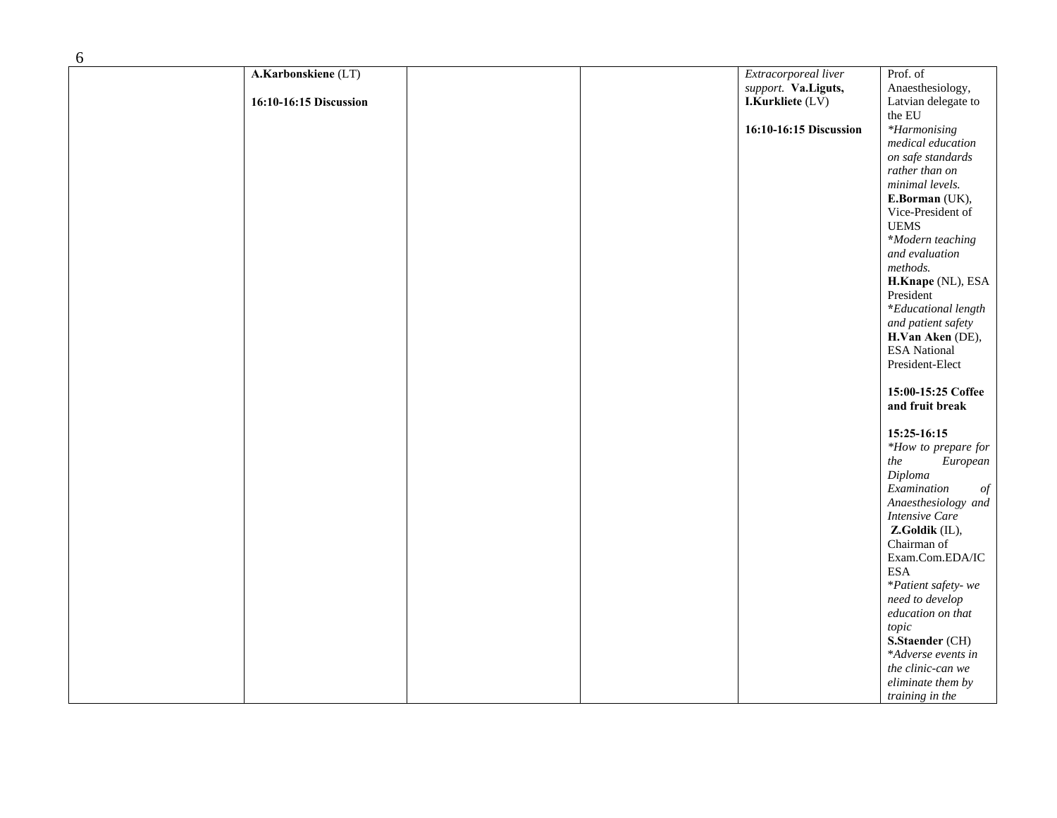| | | | | | |
|---|---|---|---|---|---|
| | **A.Karbonskiene** (LT)<br><br>**16:10-16:15 Discussion** | | | *Extracorporeal liver support.* **Va.Liguts, I.Kurkliete** (LV)<br><br>**16:10-16:15 Discussion** | Prof. of Anaesthesiology, Latvian delegate to the EU<br>*\*Harmonising medical education on safe standards rather than on minimal levels.*<br>**E.Borman** (UK), Vice-President of UEMS<br>\**Modern teaching and evaluation methods.*<br>**H.Knape** (NL), ESA President<br>\**Educational length and patient safety*<br>**H.Van Aken** (DE), ESA National President-Elect<br><br>**15:00-15:25 Coffee and fruit break**<br><br>**15:25-16:15**<br>*\*How to prepare for the European Diploma Examination of Anaesthesiology and Intensive Care*<br>**Z.Goldik** (IL), Chairman of Exam.Com.EDA/IC ESA<br>\**Patient safety- we need to develop education on that topic*<br>**S.Staender** (CH)<br>\**Adverse events in the clinic-can we eliminate them by training in the* |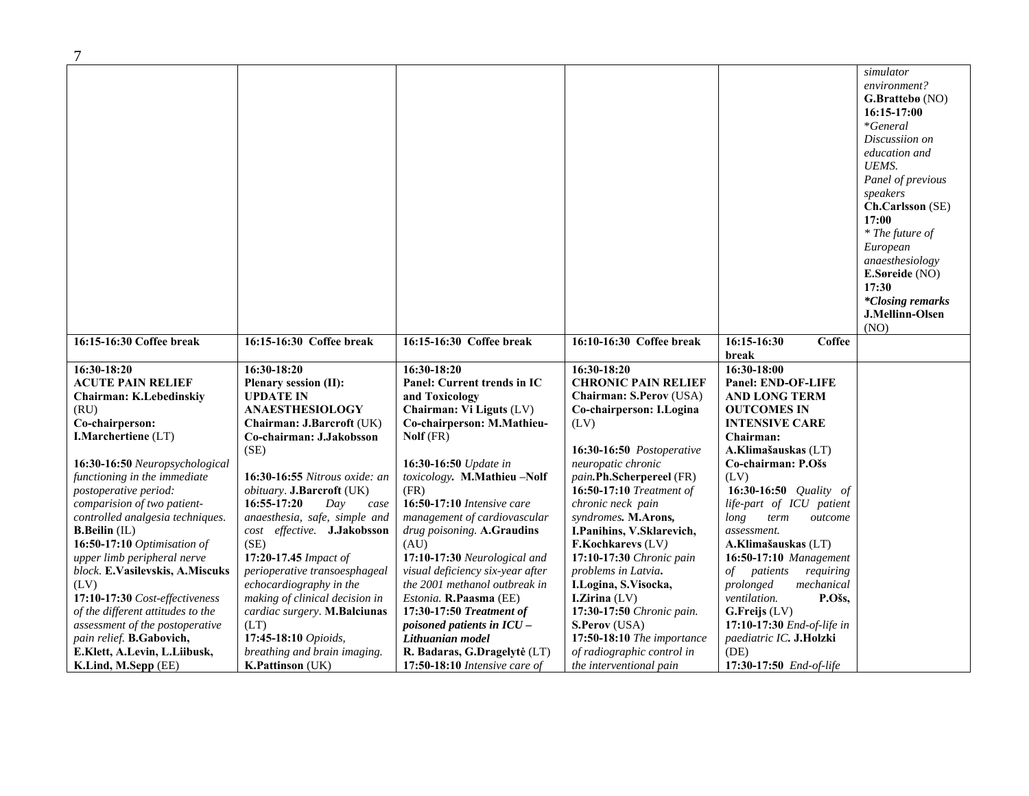| | | | | | |
|---|---|---|---|---|---|
| | | | | | *simulator environment?* **G.Brattebø** (NO) **16:15-17:00** *\*General Discussiion on education and UEMS. Panel of previous speakers* **Ch.Carlsson** (SE) **17:00** *\* The future of European anaesthesiology* **E.Søreide** (NO) **17:30** ***\*Closing remarks*** **J.Mellinn-Olsen** (NO) |
| **16:15-16:30 Coffee break** | **16:15-16:30 Coffee break** | **16:15-16:30 Coffee break** | **16:10-16:30 Coffee break** | **16:15-16:30 Coffee break** | |
| **16:30-18:20** **ACUTE PAIN RELIEF** **Chairman: K.Lebedinskiy** (RU) **Co-chairperson: I.Marchertiene** (LT) **16:30-16:50** *Neuropsychological functioning in the immediate postoperative period: comparision of two patient-controlled analgesia techniques.* **B.Beilin** (IL) **16:50-17:10** *Optimisation of upper limb peripheral nerve block.* **E.Vasilevskis, A.Miscuks** (LV) **17:10-17:30** *Cost-effectiveness of the different attitudes to the assessment of the postoperative pain relief.* **B.Gabovich, E.Klett, A.Levin, L.Liibusk, K.Lind, M.Sepp** (EE) | **16:30-18:20** **Plenary session (II): UPDATE IN ANAESTHESIOLOGY** **Chairman: J.Barcroft** (UK) **Co-chairman: J.Jakobsson** (SE) **16:30-16:55** *Nitrous oxide: an obituary*. **J.Barcroft** (UK) **16:55-17:20** *Day case anaesthesia, safe, simple and cost effective.* **J.Jakobsson** (SE) **17:20-17.45** *Impact of perioperative transoesphageal echocardiography in the making of clinical decision in cardiac surgery*. **M.Balciunas** (LT) **17:45-18:10** *Opioids, breathing and brain imaging.* **K.Pattinson** (UK) | **16:30-18:20** **Panel: Current trends in IC and Toxicology** **Chairman: Vi Liguts** (LV) **Co-chairperson: M.Mathieu-Nolf** (FR) **16:30-16:50** *Update in toxicology.* **M.Mathieu –Nolf** (FR) **16:50-17:10** *Intensive care management of cardiovascular drug poisoning.* **A.Graudins** (AU) **17:10-17:30** *Neurological and visual deficiency six-year after the 2001 methanol outbreak in Estonia.* **R.Paasma** (EE) **17:30-17:50** ***Treatment of poisoned patients in ICU – Lithuanian model*** **R. Badaras, G.Dragelytė** (LT) **17:50-18:10** *Intensive care of* | **16:30-18:20** **CHRONIC PAIN RELIEF** **Chairman: S.Perov** (USA) **Co-chairperson: I.Logina** (LV) **16:30-16:50** *Postoperative neuropatic chronic pain.***Ph.Scherpereel** (FR) **16:50-17:10** *Treatment of chronic neck pain syndromes.* **M.Arons, I.Panihins, V.Sklarevich, F.Kochkarevs** (LV) **17:10-17:30** *Chronic pain problems in Latvia***. I.Logina, S.Visocka, I.Zirina** (LV) **17:30-17:50** *Chronic pain.* **S.Perov** (USA) **17:50-18:10** *The importance of radiographic control in the interventional pain* | **16:30-18:00** **Panel: END-OF-LIFE AND LONG TERM OUTCOMES IN INTENSIVE CARE** **Chairman: A.Klimašauskas** (LT) **Co-chairman: P.Ošs** (LV) **16:30-16:50** *Quality of life-part of ICU patient long term outcome assessment.* **A.Klimašauskas** (LT) **16:50-17:10** *Management of patients requiring prolonged mechanical ventilation.* **P.Ošs, G.Freijs** (LV) **17:10-17:30** *End-of-life in paediatric IC.* **J.Holzki** (DE) **17:30-17:50** *End-of-life* | |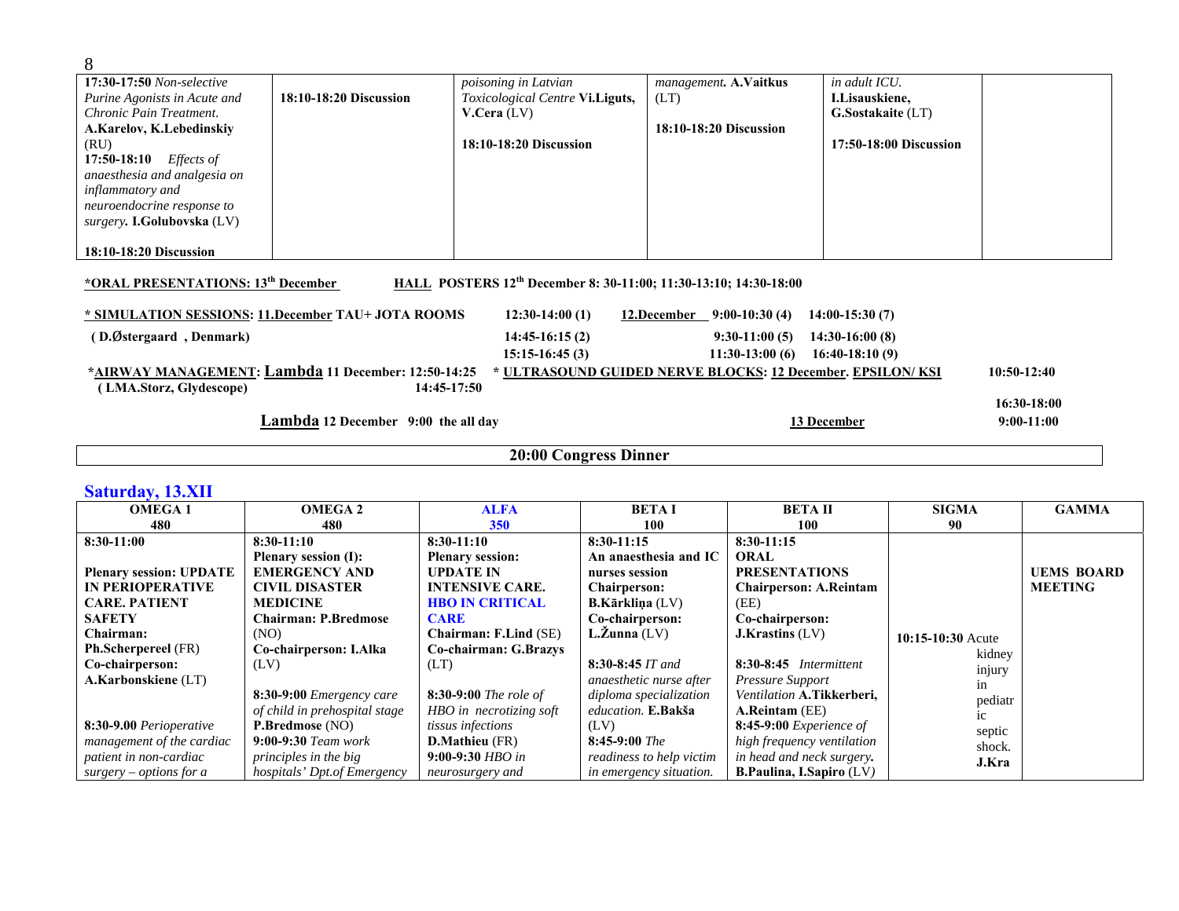| | | | | | |
|---|---|---|---|---|---|
| **17:30-17:50** *Non-selective Purine Agonists in Acute and Chronic Pain Treatment.* **A.Karelov, K.Lebedinskiy** (RU)<br>**17:50-18:10** *Effects of anaesthesia and analgesia on inflammatory and neuroendocrine response to surgery.* **I.Golubovska** (LV)<br><br>**18:10-18:20 Discussion** | **18:10-18:20 Discussion** | *poisoning in Latvian Toxicological Centre* **Vi.Liguts, V.Cera** (LV)<br><br>**18:10-18:20 Discussion** | *management.* **A.Vaitkus** (LT)<br><br>**18:10-18:20 Discussion** | *in adult ICU.* **I.Lisauskiene, G.Sostakaite** (LT)<br><br>**17:50-18:00 Discussion** | |

**\*ORAL PRESENTATIONS: 13th December**     **HALL POSTERS 12th December 8: 30-11:00; 11:30-13:10; 14:30-18:00**

**\* SIMULATION SESSIONS: 11.December TAU+ JOTA ROOMS**  
**(D.Østergaard , Denmark)**

| 11.December | 12.December | |
|---|---|---|
| 12:30-14:00 (1) | 9:00-10:30 (4) | 14:00-15:30 (7) |
| 14:45-16:15 (2) | 9:30-11:00 (5) | 14:30-16:00 (8) |
| 15:15-16:45 (3) | 11:30-13:00 (6) | 16:40-18:10 (9) |

**\*AIRWAY MANAGEMENT: Lambda 11 December: 12:50-14:25, 14:45-17:50**  
**(LMA.Storz, Glydescope)**  
**Lambda 12 December 9:00 the all day**

**\* ULTRASOUND GUIDED NERVE BLOCKS: 12 December. EPSILON/ KSI 10:50-12:40, 16:30-18:00**  
**13 December 9:00-11:00**

**20:00 Congress Dinner**

## Saturday, 13.XII

| OMEGA 1<br>480 | OMEGA 2<br>480 | ALFA<br>350 | BETA I<br>100 | BETA II<br>100 | SIGMA<br>90 | GAMMA |
|---|---|---|---|---|---|---|
| **8:30-11:00**<br><br>**Plenary session: UPDATE IN PERIOPERATIVE CARE. PATIENT SAFETY**<br>**Chairman: Ph.Scherpereel** (FR)<br>**Co-chairperson: A.Karbonskiene** (LT)<br><br>**8:30-9.00** *Perioperative management of the cardiac patient in non-cardiac surgery – options for a* | **8:30-11:10**<br>**Plenary session (I): EMERGENCY AND CIVIL DISASTER MEDICINE**<br>**Chairman: P.Bredmose** (NO)<br>**Co-chairperson: I.Alka** (LV)<br><br>**8:30-9:00** *Emergency care of child in prehospital stage* **P.Bredmose** (NO)<br>**9:00-9:30** *Team work principles in the big hospitals' Dpt.of Emergency* | **8:30-11:10**<br>**Plenary session: UPDATE IN INTENSIVE CARE. HBO IN CRITICAL CARE**<br>**Chairman: F.Lind** (SE)<br>**Co-chairman: G.Brazys** (LT)<br><br>**8:30-9:00** *The role of HBO in necrotizing soft tissus infections* **D.Mathieu** (FR)<br>**9:00-9:30** *HBO in neurosurgery and* | **8:30-11:15**<br>**An anaesthesia and IC nurses session**<br>**Chairperson: B.Kārkliņa** (LV)<br>**Co-chairperson: L.Žunna** (LV)<br><br>**8:30-8:45** *IT and anaesthetic nurse after diploma specialization education.* **E.Bakša** (LV)<br>**8:45-9:00** *The readiness to help victim in emergency situation.* | **8:30-11:15**<br>**ORAL PRESENTATIONS**<br>**Chairperson: A.Reintam** (EE)<br>**Co-chairperson: J.Krastins** (LV)<br><br>**8:30-8:45** *Intermittent Pressure Support Ventilation* **A.Tikkerberi, A.Reintam** (EE)<br>**8:45-9:00** *Experience of high frequency ventilation in head and neck surgery.* **B.Paulina, I.Sapiro** (LV) | **10:15-10:30** Acute kidney injury in pediatric septic shock. **J.Kra** | **UEMS BOARD MEETING** |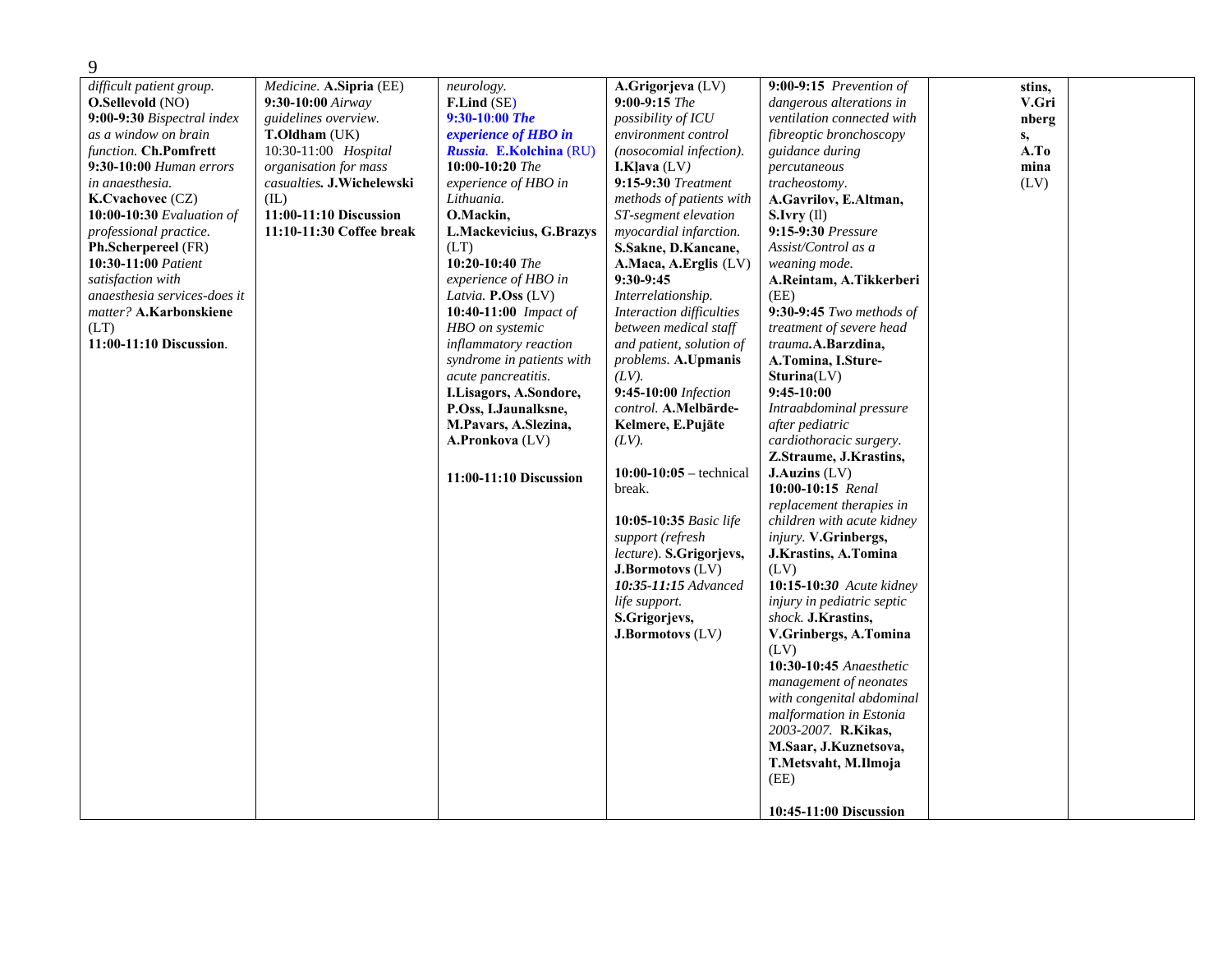| | | | | | | |
|---|---|---|---|---|---|---|
| *difficult patient group.* **O.Sellevold** (NO) **9:00-9:30** *Bispectral index as a window on brain function.* **Ch.Pomfrett** **9:30-10:00** *Human errors in anaesthesia.* **K.Cvachovec** (CZ) **10:00-10:30** *Evaluation of professional practice.* **Ph.Scherpereel** (FR) **10:30-11:00** *Patient satisfaction with anaesthesia services-does it matter?* **A.Karbonskiene** (LT) **11:00-11:10 Discussion**. | *Medicine.* **A.Sipria** (EE) **9:30-10:00** *Airway guidelines overview.* **T.Oldham** (UK) 10:30-11:00 *Hospital organisation for mass casualties.* **J.Wichelewski** (IL) **11:00-11:10 Discussion** **11:10-11:30 Coffee break** | *neurology.* **F.Lind** (SE) **9:30-10:00** ***The experience of HBO in Russia.*** **E.Kolchina** (RU) **10:00-10:20** *The experience of HBO in Lithuania.* **O.Mackin, L.Mackevicius, G.Brazys** (LT) **10:20-10:40** *The experience of HBO in Latvia.* **P.Oss** (LV) **10:40-11:00** *Impact of HBO on systemic inflammatory reaction syndrome in patients with acute pancreatitis.* **I.Lisagors, A.Sondore, P.Oss, I.Jaunalksne, M.Pavars, A.Slezina, A.Pronkova** (LV) **11:00-11:10 Discussion** | **A.Grigorjeva** (LV) **9:00-9:15** *The possibility of ICU environment control (nosocomial infection).* **I.Kļava** (LV) **9:15-9:30** *Treatment methods of patients with ST-segment elevation myocardial infarction.* **S.Sakne, D.Kancane, A.Maca, A.Erglis** (LV) **9:30-9:45** *Interrelationship. Interaction difficulties between medical staff and patient, solution of problems.* **A.Upmanis** *(LV).* **9:45-10:00** *Infection control.* **A.Melbārde-Kelmere, E.Pujāte** *(LV).* **10:00-10:05** – technical break. **10:05-10:35** *Basic life support (refresh lecture).* **S.Grigorjevs, J.Bormotovs** (LV) ***10:35-11:15*** *Advanced life support.* **S.Grigorjevs, J.Bormotovs** (LV) | **9:00-9:15** *Prevention of dangerous alterations in ventilation connected with fibreoptic bronchoscopy guidance during percutaneous tracheostomy.* **A.Gavrilov, E.Altman, S.Ivry** (Il) **9:15-9:30** *Pressure Assist/Control as a weaning mode.* **A.Reintam, A.Tikkerberi** (EE) **9:30-9:45** *Two methods of treatment of severe head trauma.* **A.Barzdina, A.Tomina, I.Sture-Sturina**(LV) **9:45-10:00** *Intraabdominal pressure after pediatric cardiothoracic surgery.* **Z.Straume, J.Krastins, J.Auzins** (LV) **10:00-10:15** *Renal replacement therapies in children with acute kidney injury.* **V.Grinbergs, J.Krastins, A.Tomina** (LV) **10:15-10:*30*** *Acute kidney injury in pediatric septic shock.* **J.Krastins, V.Grinbergs, A.Tomina** (LV) **10:30-10:45** *Anaesthetic management of neonates with congenital abdominal malformation in Estonia 2003-2007.* **R.Kikas, M.Saar, J.Kuznetsova, T.Metsvaht, M.Ilmoja** (EE) **10:45-11:00 Discussion** | **stins, V.Grinbergs, A.Tomina** (LV) | |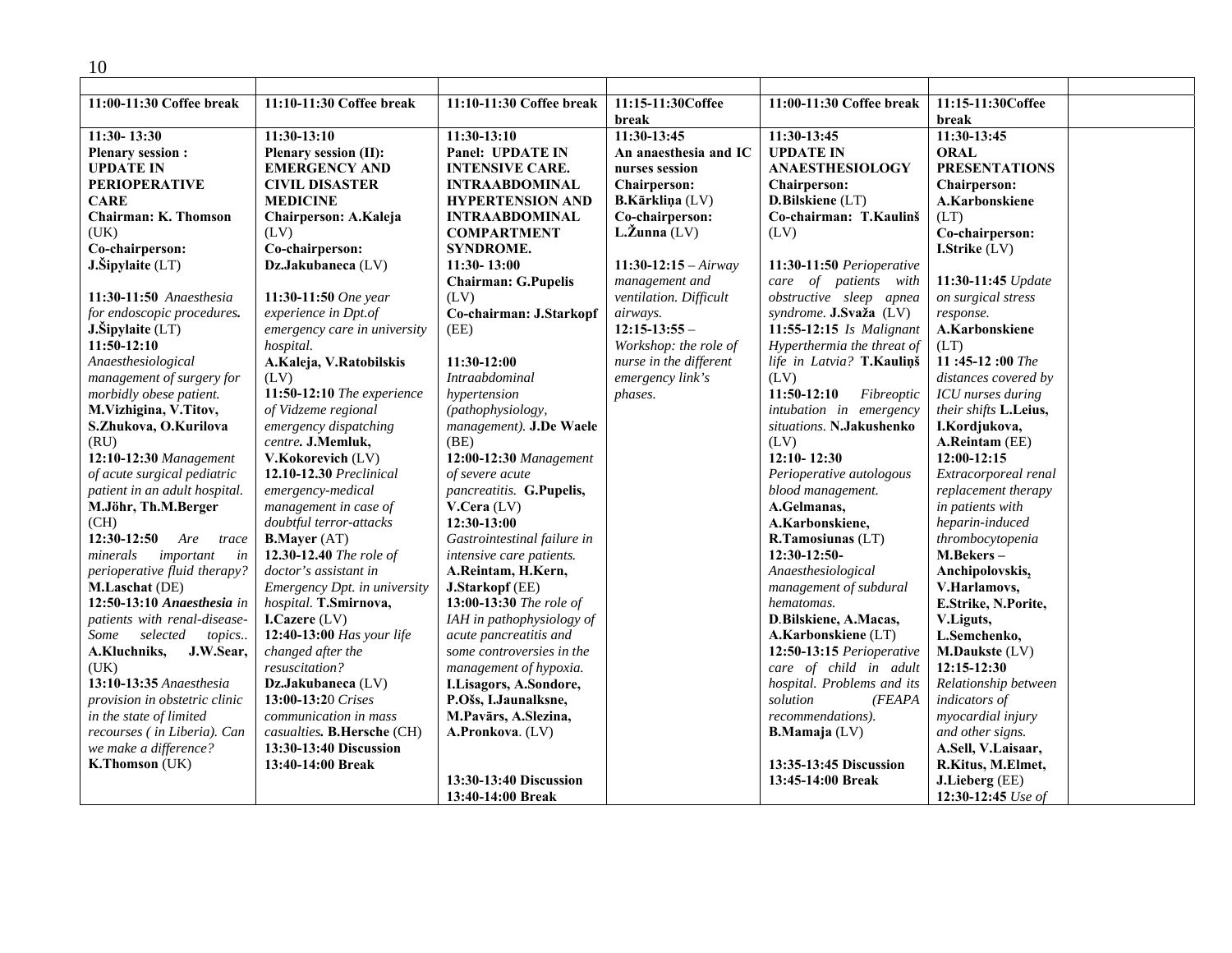| | | | | | | |
|---|---|---|---|---|---|---|
| **11:00-11:30 Coffee break** | **11:10-11:30 Coffee break** | **11:10-11:30 Coffee break** | **11:15-11:30Coffee break** | **11:00-11:30 Coffee break** | **11:15-11:30Coffee break** | |
| **11:30- 13:30**<br>**Plenary session : UPDATE IN PERIOPERATIVE CARE**<br>**Chairman: K. Thomson** (UK)<br>**Co-chairperson: J.Šipylaite** (LT)<br><br>**11:30-11:50** *Anaesthesia for endoscopic procedures.* **J.Šipylaite** (LT)<br>**11:50-12:10** *Anaesthesiological management of surgery for morbidly obese patient.* **M.Vizhigina, V.Titov, S.Zhukova, O.Kurilova** (RU)<br>**12:10-12:30** *Management of acute surgical pediatric patient in an adult hospital.* **M.Jöhr, Th.M.Berger** (CH)<br>**12:30-12:50** *Are trace minerals important in perioperative fluid therapy?* **M.Laschat** (DE)<br>**12:50-13:10** ***Anaesthesia*** *in patients with renal-disease- Some selected topics..* **A.Kluchniks, J.W.Sear,** (UK)<br>**13:10-13:35** *Anaesthesia provision in obstetric clinic in the state of limited recourses ( in Liberia). Can we make a difference?* **K.Thomson** (UK) | **11:30-13:10**<br>**Plenary session (II): EMERGENCY AND CIVIL DISASTER MEDICINE**<br>**Chairperson: A.Kaleja** (LV)<br>**Co-chairperson: Dz.Jakubaneca** (LV)<br><br>**11:30-11:50** *One year experience in Dpt.of emergency care in university hospital.* **A.Kaleja, V.Ratobilskis** (LV)<br>**11:50-12:10** *The experience of Vidzeme regional emergency dispatching centre.* **J.Memluk, V.Kokorevich** (LV)<br>**12.10-12.30** *Preclinical emergency-medical management in case of doubtful terror-attacks* **B.Mayer** (AT)<br>**12.30-12.40** *The role of doctor's assistant in Emergency Dpt. in university hospital.* **T.Smirnova, I.Cazere** (LV)<br>**12:40-13:00** *Has your life changed after the resuscitation?* **Dz.Jakubaneca** (LV)<br>**13:00-13:20** *Crises communication in mass casualties.* **B.Hersche** (CH)<br>**13:30-13:40 Discussion**<br>**13:40-14:00 Break** | **11:30-13:10**<br>**Panel: UPDATE IN INTENSIVE CARE. INTRAABDOMINAL HYPERTENSION AND INTRAABDOMINAL COMPARTMENT SYNDROME.**<br>**11:30- 13:00**<br>**Chairman: G.Pupelis** (LV)<br>**Co-chairman: J.Starkopf** (EE)<br><br>**11:30-12:00** *Intraabdominal hypertension (pathophysiology, management).* **J.De Waele** (BE)<br>**12:00-12:30** *Management of severe acute pancreatitis.* **G.Pupelis, V.Cera** (LV)<br>**12:30-13:00** *Gastrointestinal failure in intensive care patients.* **A.Reintam, H.Kern, J.Starkopf** (EE)<br>**13:00-13:30** *The role of IAH in pathophysiology of acute pancreatitis and some controversies in the management of hypoxia.* **I.Lisagors, A.Sondore, P.Ošs, I.Jaunalksne, M.Pavārs, A.Slezina, A.Pronkova**. (LV)<br><br>**13:30-13:40 Discussion**<br>**13:40-14:00 Break** | **11:30-13:45**<br>**An anaesthesia and IC nurses session**<br>**Chairperson: B.Kārkliņa** (LV)<br>**Co-chairperson: L.Žunna** (LV)<br><br>**11:30-12:15** – *Airway management and ventilation. Difficult airways.*<br>**12:15-13:55** – *Workshop: the role of nurse in the different emergency link's phases.* | **11:30-13:45**<br>**UPDATE IN ANAESTHESIOLOGY**<br>**Chairperson: D.Bilskiene** (LT)<br>**Co-chairman: T.Kaulinš** (LV)<br><br>**11:30-11:50** *Perioperative care of patients with obstructive sleep apnea syndrome.* **J.Svaža** (LV)<br>**11:55-12:15** *Is Malignant Hyperthermia the threat of life in Latvia?* **T.Kauliņš** (LV)<br>**11:50-12:10** *Fibreoptic intubation in emergency situations.* **N.Jakushenko** (LV)<br>**12:10- 12:30** *Perioperative autologous blood management.* **A.Gelmanas, A.Karbonskiene, R.Tamosiunas** (LT)<br>**12:30-12:50-** *Anaesthesiological management of subdural hematomas.* **D.Bilskiene, A.Macas, A.Karbonskiene** (LT)<br>**12:50-13:15** *Perioperative care of child in adult hospital. Problems and its solution (FEAPA recommendations).* **B.Mamaja** (LV)<br><br>**13:35-13:45 Discussion**<br>**13:45-14:00 Break** | **11:30-13:45**<br>**ORAL PRESENTATIONS**<br>**Chairperson: A.Karbonskiene** (LT)<br>**Co-chairperson: I.Strike** (LV)<br><br>**11:30-11:45** *Update on surgical stress response.* **A.Karbonskiene** (LT)<br>**11 :45-12 :00** *The distances covered by ICU nurses during their shifts* **L.Leius, I.Kordjukova, A.Reintam** (EE)<br>**12:00-12:15** *Extracorporeal renal replacement therapy in patients with heparin-induced thrombocytopenia* **M.Bekers – Anchipolovskis, V.Harlamovs, E.Strike, N.Porite, V.Liguts, L.Semchenko, M.Daukste** (LV)<br>**12:15-12:30** *Relationship between indicators of myocardial injury and other signs.* **A.Sell, V.Laisaar, R.Kitus, M.Elmet, J.Lieberg** (EE)<br>**12:30-12:45** *Use of* | |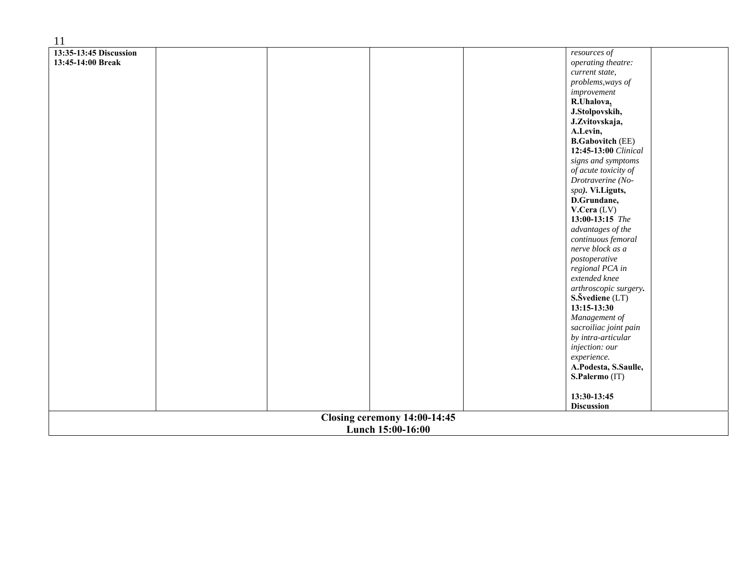| | | | | | | |
|---|---|---|---|---|---|---|
| **13:35-13:45 Discussion**<br>**13:45-14:00 Break** | | | | | *resources of operating theatre: current state, problems,ways of improvement* **R.Uhalova, J.Stolpovskih, J.Zvitovskaja, A.Levin, B.Gabovitch** (EE)<br>**12:45-13:00** *Clinical signs and symptoms of acute toxicity of Drotraverine (No-spa)*. **Vi.Liguts, D.Grundane, V.Cera** (LV)<br>**13:00-13:15** *The advantages of the continuous femoral nerve block as a postoperative regional PCA in extended knee arthroscopic surgery*. **S.Švediene** (LT)<br>**13:15-13:30** *Management of sacroiliac joint pain by intra-articular injection: our experience.* **A.Podesta, S.Saulle, S.Palermo** (IT)<br><br>**13:30-13:45 Discussion** | |
| **Closing ceremony 14:00-14:45**<br>**Lunch 15:00-16:00** | | | | | | |